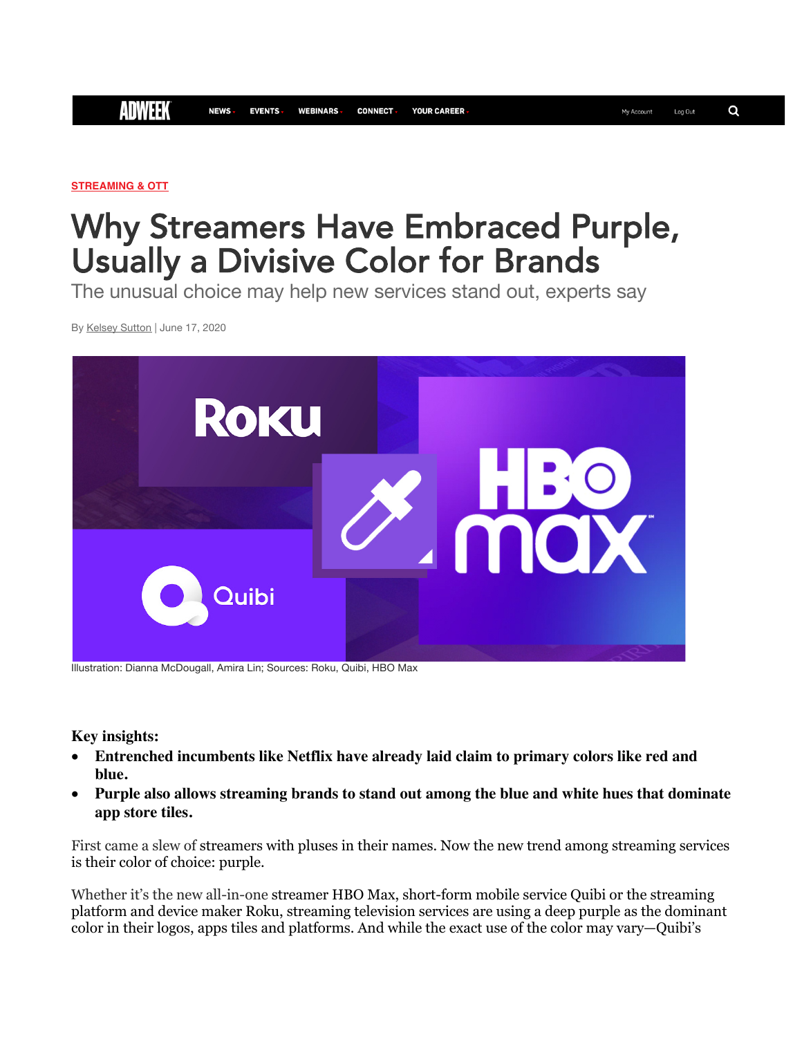STREAMING & OTT

# Why Streamers Have Embraced Purple, Usually a Divisive Color for Brands

## The unusual choice may help new services stand out, experts say

By Kelsey Sutton | June 17, 2020

Illustration: Dianna McDougall, Amira Lin; Sources: Roku, Quibi, HBO Max

**Key insights:**

- **Entrenched incumbents like Netflix have already laid claim to primary colors like red and blue.**
- **Purple also allows streaming brands to stand out among the blue and white hues that dominate app store tiles.**

First came a slew of streamers with pluses in their names. Now the new trend among streaming services is their color of choice: purple.

Whether it's the new all-in-one streamer HBO Max, short-form mobile service Quibi or the streaming platform and device maker Roku, streaming television services are using a deep purple as the dominant color in their logos, apps tiles and platforms. And while the exact use of the color may vary—Quibi's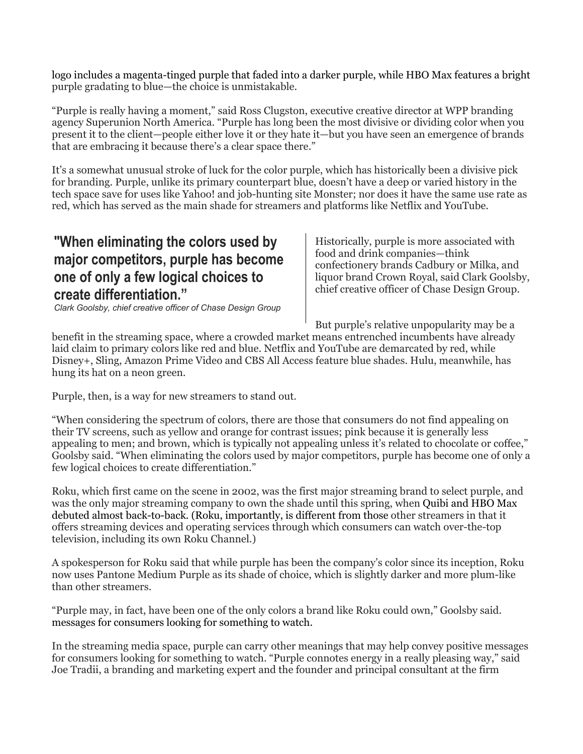logo includes a magenta-tinged purple that faded into a darker purple, while HBO Max features a bright purple gradating to blue—the choice is unmistakable.

"Purple is really having a moment," said Ross Clugston, executive creative director at WPP branding agency Superunion North America. "Purple has long been the most divisive or dividing color when you present it to the client—people either love it or they hate it—but you have seen an emergence of brands that are embracing it because there's a clear space there."

It's a somewhat unusual stroke of luck for the color purple, which has historically been a divisive pick for branding. Purple, unlike its primary counterpart blue, doesn't have a deep or varied history in the tech space save for uses like Yahoo! and job-hunting site Monster; nor does it have the same use rate as red, which has served as the main shade for streamers and platforms like Netflix and YouTube.

**"When eliminating the colors used by major competitors, purple has become one of only a few logical choices to create differentiation."**
*Clark Goolsby, chief creative officer of Chase Design Group*

Historically, purple is more associated with food and drink companies—think confectionery brands Cadbury or Milka, and liquor brand Crown Royal, said Clark Goolsby, chief creative officer of Chase Design Group.

But purple's relative unpopularity may be a benefit in the streaming space, where a crowded market means entrenched incumbents have already laid claim to primary colors like red and blue. Netflix and YouTube are demarcated by red, while Disney+, Sling, Amazon Prime Video and CBS All Access feature blue shades. Hulu, meanwhile, has hung its hat on a neon green.

Purple, then, is a way for new streamers to stand out.

"When considering the spectrum of colors, there are those that consumers do not find appealing on their TV screens, such as yellow and orange for contrast issues; pink because it is generally less appealing to men; and brown, which is typically not appealing unless it's related to chocolate or coffee," Goolsby said. "When eliminating the colors used by major competitors, purple has become one of only a few logical choices to create differentiation."

Roku, which first came on the scene in 2002, was the first major streaming brand to select purple, and was the only major streaming company to own the shade until this spring, when Quibi and HBO Max debuted almost back-to-back. (Roku, importantly, is different from those other streamers in that it offers streaming devices and operating services through which consumers can watch over-the-top television, including its own Roku Channel.)

A spokesperson for Roku said that while purple has been the company's color since its inception, Roku now uses Pantone Medium Purple as its shade of choice, which is slightly darker and more plum-like than other streamers.

"Purple may, in fact, have been one of the only colors a brand like Roku could own," Goolsby said. messages for consumers looking for something to watch.

In the streaming media space, purple can carry other meanings that may help convey positive messages for consumers looking for something to watch. "Purple connotes energy in a really pleasing way," said Joe Tradii, a branding and marketing expert and the founder and principal consultant at the firm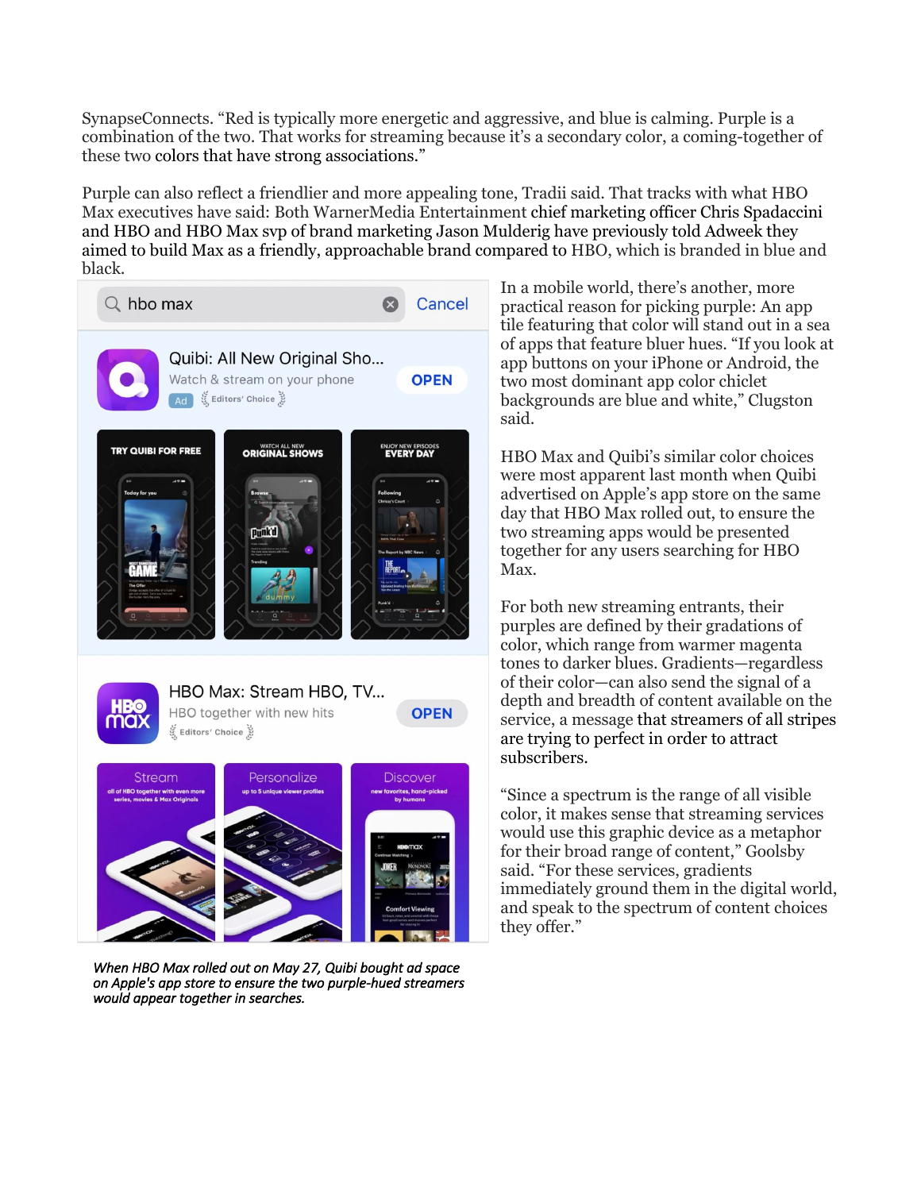SynapseConnects. “Red is typically more energetic and aggressive, and blue is calming. Purple is a combination of the two. That works for streaming because it’s a secondary color, a coming-together of these two colors that have strong associations.”

Purple can also reflect a friendlier and more appealing tone, Tradii said. That tracks with what HBO Max executives have said: Both WarnerMedia Entertainment chief marketing officer Chris Spadaccini and HBO and HBO Max svp of brand marketing Jason Mulderig have previously told Adweek they aimed to build Max as a friendly, approachable brand compared to HBO, which is branded in blue and black.

*When HBO Max rolled out on May 27, Quibi bought ad space on Apple's app store to ensure the two purple-hued streamers would appear together in searches.*

In a mobile world, there’s another, more practical reason for picking purple: An app tile featuring that color will stand out in a sea of apps that feature bluer hues. “If you look at app buttons on your iPhone or Android, the two most dominant app color chiclet backgrounds are blue and white,” Clugston said.

HBO Max and Quibi’s similar color choices were most apparent last month when Quibi advertised on Apple’s app store on the same day that HBO Max rolled out, to ensure the two streaming apps would be presented together for any users searching for HBO Max.

For both new streaming entrants, their purples are defined by their gradations of color, which range from warmer magenta tones to darker blues. Gradients—regardless of their color—can also send the signal of a depth and breadth of content available on the service, a message that streamers of all stripes are trying to perfect in order to attract subscribers.

“Since a spectrum is the range of all visible color, it makes sense that streaming services would use this graphic device as a metaphor for their broad range of content,” Goolsby said. “For these services, gradients immediately ground them in the digital world, and speak to the spectrum of content choices they offer.”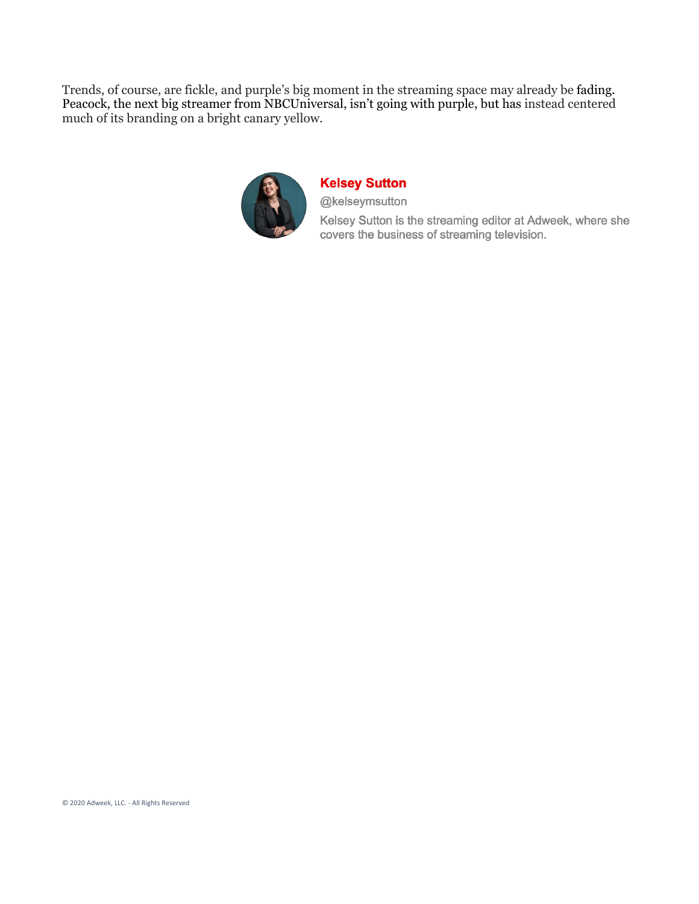Trends, of course, are fickle, and purple's big moment in the streaming space may already be fading. Peacock, the next big streamer from NBCUniversal, isn't going with purple, but has instead centered much of its branding on a bright canary yellow.

**Kelsey Sutton**

@kelseymsutton

Kelsey Sutton is the streaming editor at Adweek, where she covers the business of streaming television.